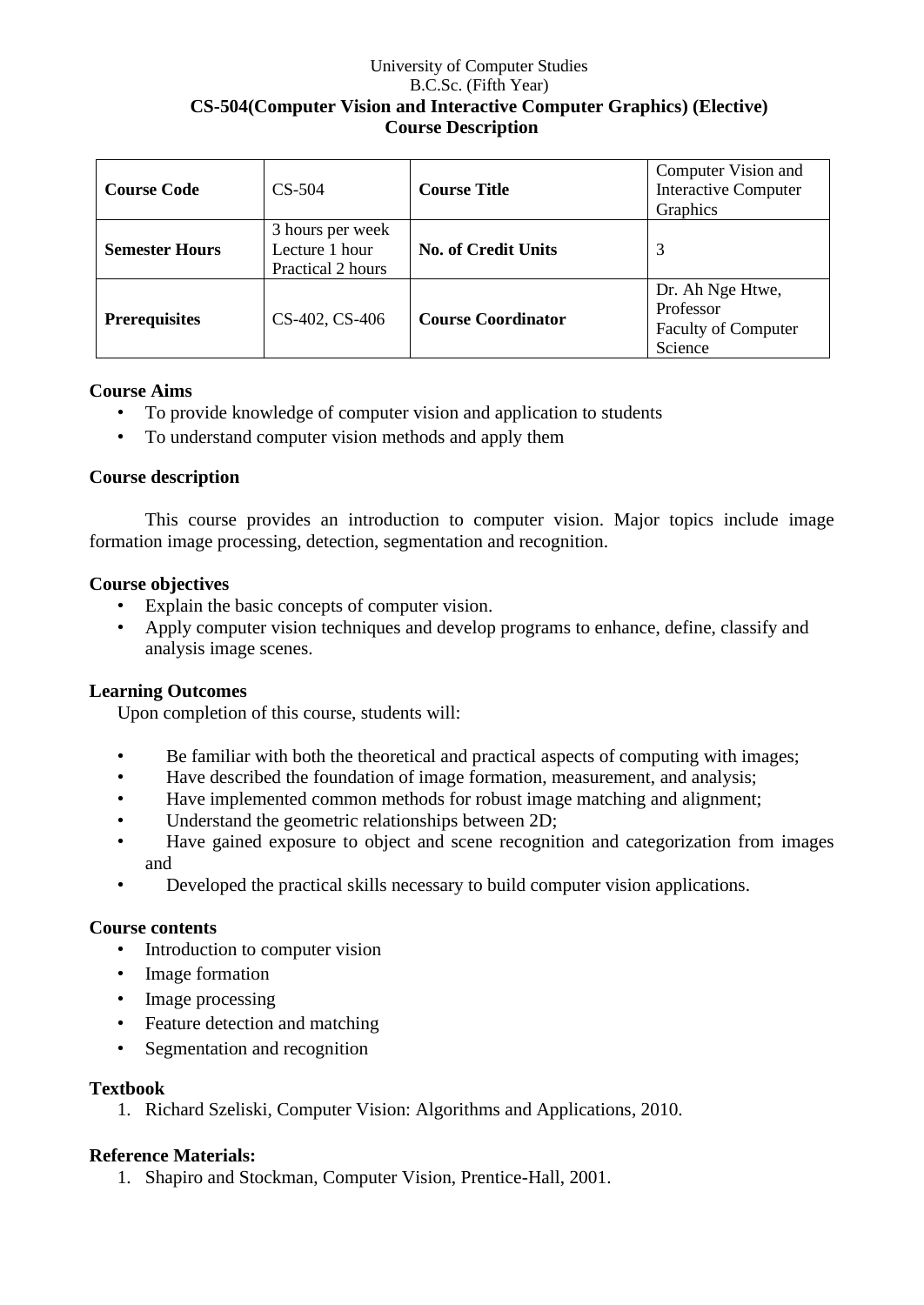University of Computer Studies

B.C.Sc. (Fifth Year)

**CS-504(Computer Vision and Interactive Computer Graphics) (Elective)**

**Course Description**

| **Course Code** | CS-504 | **Course Title** | Computer Vision and Interactive Computer Graphics |
|---|---|---|---|
| **Semester Hours** | 3 hours per week<br>Lecture 1 hour<br>Practical 2 hours | **No. of Credit Units** | 3 |
| **Prerequisites** | CS-402, CS-406 | **Course Coordinator** | Dr. Ah Nge Htwe, Professor<br>Faculty of Computer Science |

**Course Aims**

- To provide knowledge of computer vision and application to students
- To understand computer vision methods and apply them

**Course description**

This course provides an introduction to computer vision. Major topics include image formation image processing, detection, segmentation and recognition.

**Course objectives**

- Explain the basic concepts of computer vision.
- Apply computer vision techniques and develop programs to enhance, define, classify and analysis image scenes.

**Learning Outcomes**

Upon completion of this course, students will:

- Be familiar with both the theoretical and practical aspects of computing with images;
- Have described the foundation of image formation, measurement, and analysis;
- Have implemented common methods for robust image matching and alignment;
- Understand the geometric relationships between 2D;
- Have gained exposure to object and scene recognition and categorization from images and
- Developed the practical skills necessary to build computer vision applications.

**Course contents**

- Introduction to computer vision
- Image formation
- Image processing
- Feature detection and matching
- Segmentation and recognition

**Textbook**

1. Richard Szeliski, Computer Vision: Algorithms and Applications, 2010.

**Reference Materials:**

1. Shapiro and Stockman, Computer Vision, Prentice-Hall, 2001.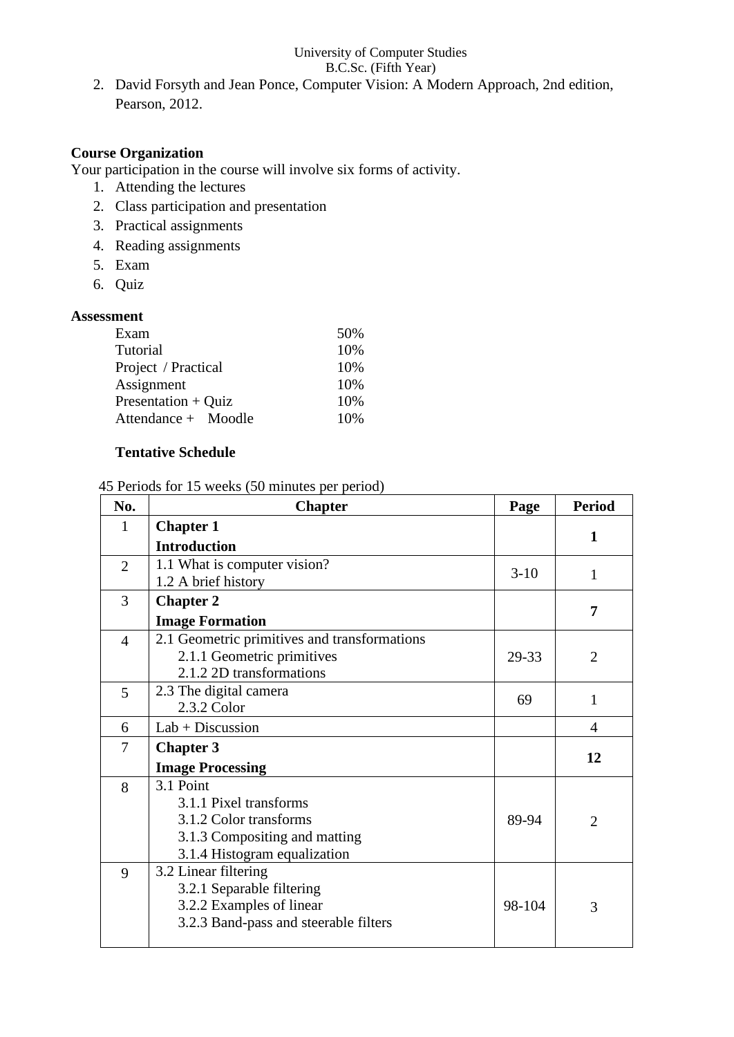2. David Forsyth and Jean Ponce, Computer Vision: A Modern Approach, 2nd edition, Pearson, 2012.

**Course Organization**

Your participation in the course will involve six forms of activity.

1. Attending the lectures
2. Class participation and presentation
3. Practical assignments
4. Reading assignments
5. Exam
6. Quiz

**Assessment**

| | |
|---|---|
| Exam | 50% |
| Tutorial | 10% |
| Project / Practical | 10% |
| Assignment | 10% |
| Presentation + Quiz | 10% |
| Attendance + Moodle | 10% |

**Tentative Schedule**

45 Periods for 15 weeks (50 minutes per period)

| No. | Chapter | Page | Period |
|---|---|---|---|
| 1 | **Chapter 1**<br>**Introduction** | | **1** |
| 2 | 1.1 What is computer vision?<br>1.2 A brief history | 3-10 | 1 |
| 3 | **Chapter 2**<br>**Image Formation** | | **7** |
| 4 | 2.1 Geometric primitives and transformations<br>2.1.1 Geometric primitives<br>2.1.2 2D transformations | 29-33 | 2 |
| 5 | 2.3 The digital camera<br>2.3.2 Color | 69 | 1 |
| 6 | Lab + Discussion | | 4 |
| 7 | **Chapter 3**<br>**Image Processing** | | **12** |
| 8 | 3.1 Point<br>3.1.1 Pixel transforms<br>3.1.2 Color transforms<br>3.1.3 Compositing and matting<br>3.1.4 Histogram equalization | 89-94 | 2 |
| 9 | 3.2 Linear filtering<br>3.2.1 Separable filtering<br>3.2.2 Examples of linear<br>3.2.3 Band-pass and steerable filters | 98-104 | 3 |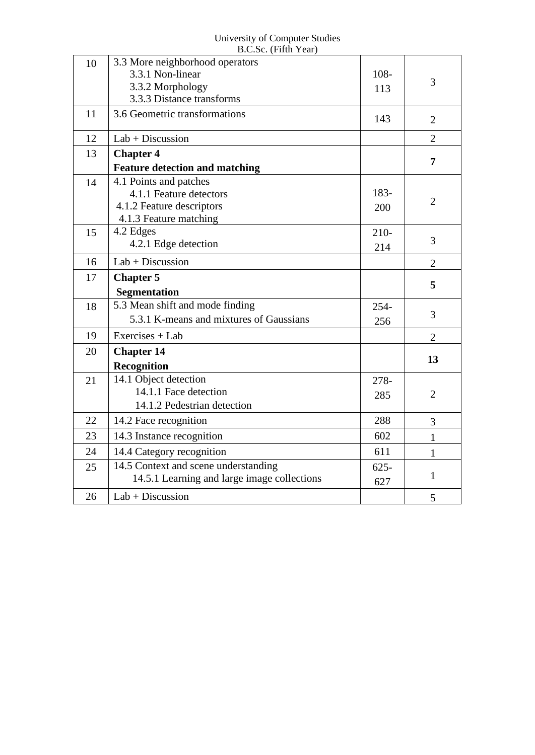| | | | |
|---|---|---|---|
| 10 | 3.3 More neighborhood operators<br>3.3.1 Non-linear<br>3.3.2 Morphology<br>3.3.3 Distance transforms | 108-113 | 3 |
| 11 | 3.6 Geometric transformations | 143 | 2 |
| 12 | Lab + Discussion | | 2 |
| 13 | **Chapter 4**<br>**Feature detection and matching** | | **7** |
| 14 | 4.1 Points and patches<br>4.1.1 Feature detectors<br>4.1.2 Feature descriptors<br>4.1.3 Feature matching | 183-200 | 2 |
| 15 | 4.2 Edges<br>4.2.1 Edge detection | 210-214 | 3 |
| 16 | Lab + Discussion | | 2 |
| 17 | **Chapter 5**<br>**Segmentation** | | **5** |
| 18 | 5.3 Mean shift and mode finding<br>5.3.1 K-means and mixtures of Gaussians | 254-256 | 3 |
| 19 | Exercises + Lab | | 2 |
| 20 | **Chapter 14**<br>**Recognition** | | **13** |
| 21 | 14.1 Object detection<br>14.1.1 Face detection<br>14.1.2 Pedestrian detection | 278-285 | 2 |
| 22 | 14.2 Face recognition | 288 | 3 |
| 23 | 14.3 Instance recognition | 602 | 1 |
| 24 | 14.4 Category recognition | 611 | 1 |
| 25 | 14.5 Context and scene understanding<br>14.5.1 Learning and large image collections | 625-627 | 1 |
| 26 | Lab + Discussion | | 5 |